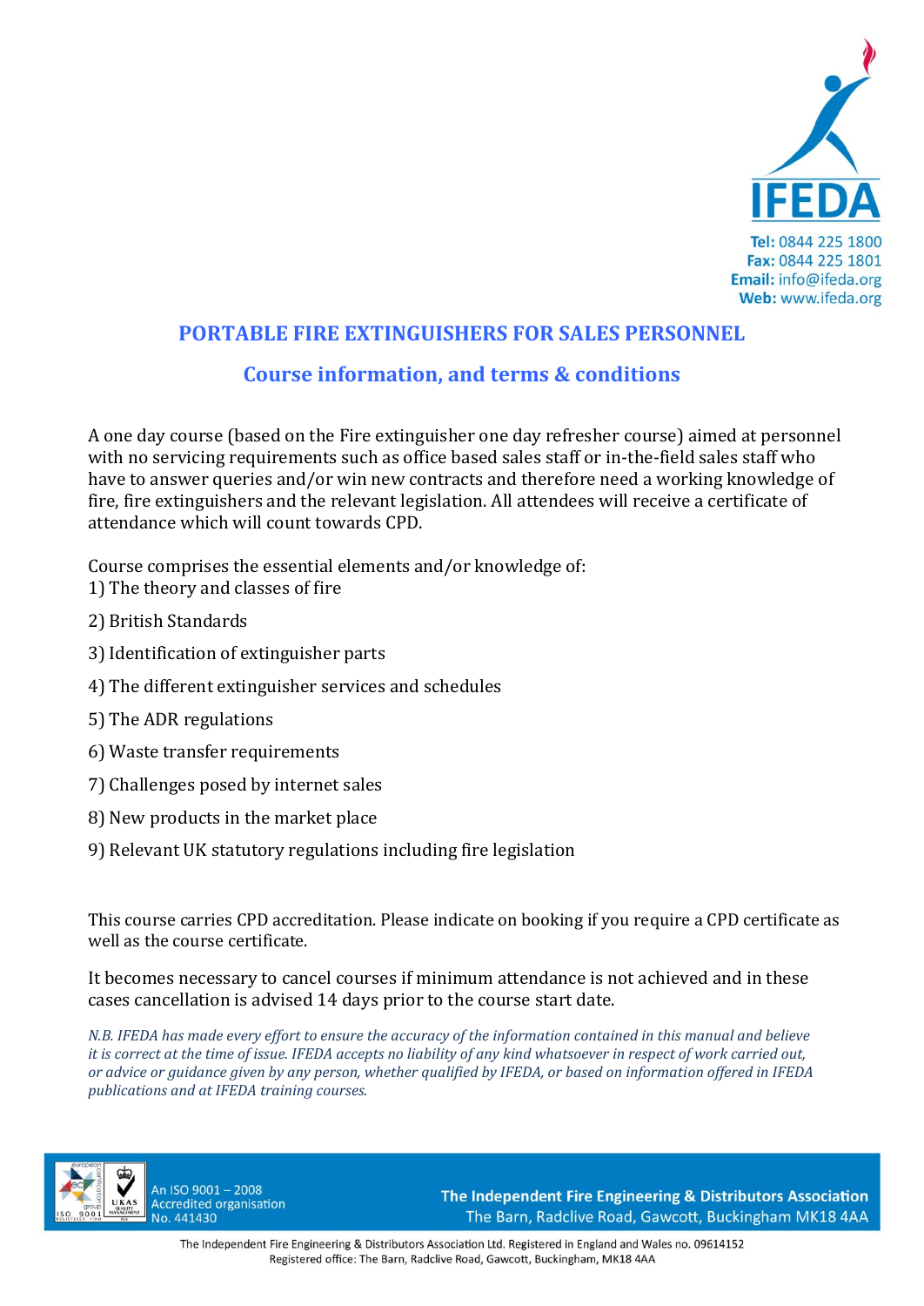IFEDA

**Tel:** 0844 225 1800
**Fax:** 0844 225 1801
**Email:** info@ifeda.org
**Web:** www.ifeda.org

# PORTABLE FIRE EXTINGUISHERS FOR SALES PERSONNEL

## Course information, and terms & conditions

A one day course (based on the Fire extinguisher one day refresher course) aimed at personnel with no servicing requirements such as office based sales staff or in-the-field sales staff who have to answer queries and/or win new contracts and therefore need a working knowledge of fire, fire extinguishers and the relevant legislation. All attendees will receive a certificate of attendance which will count towards CPD.

Course comprises the essential elements and/or knowledge of:

1) The theory and classes of fire
2) British Standards
3) Identification of extinguisher parts
4) The different extinguisher services and schedules
5) The ADR regulations
6) Waste transfer requirements
7) Challenges posed by internet sales
8) New products in the market place
9) Relevant UK statutory regulations including fire legislation

This course carries CPD accreditation. Please indicate on booking if you require a CPD certificate as well as the course certificate.

It becomes necessary to cancel courses if minimum attendance is not achieved and in these cases cancellation is advised 14 days prior to the course start date.

*N.B. IFEDA has made every effort to ensure the accuracy of the information contained in this manual and believe it is correct at the time of issue. IFEDA accepts no liability of any kind whatsoever in respect of work carried out, or advice or guidance given by any person, whether qualified by IFEDA, or based on information offered in IFEDA publications and at IFEDA training courses.*

An ISO 9001 – 2008 Accredited organisation No. 441430

**The Independent Fire Engineering & Distributors Association**
The Barn, Radclive Road, Gawcott, Buckingham MK18 4AA

The Independent Fire Engineering & Distributors Association Ltd. Registered in England and Wales no. 09614152
Registered office: The Barn, Radclive Road, Gawcott, Buckingham, MK18 4AA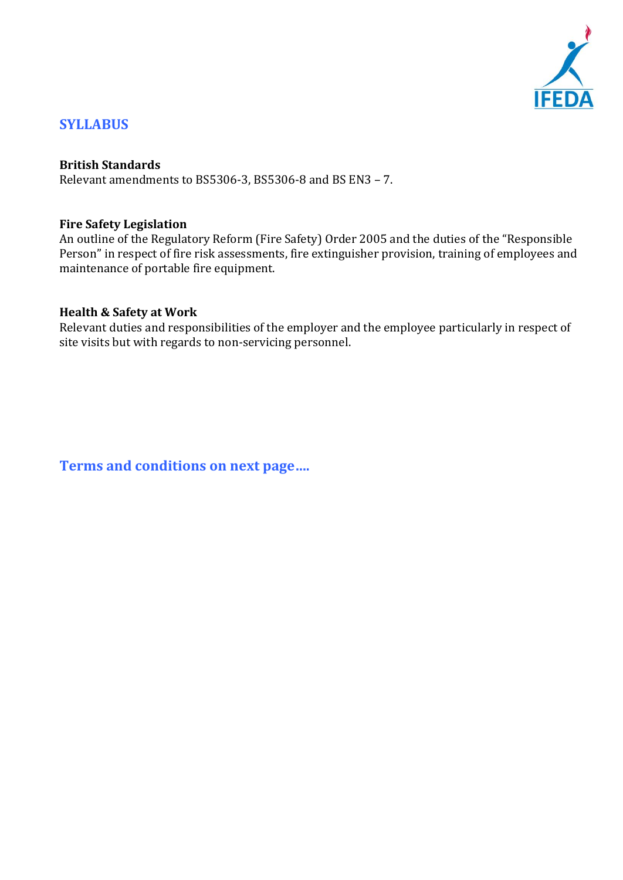## SYLLABUS

**British Standards**
Relevant amendments to BS5306-3, BS5306-8 and BS EN3 – 7.

**Fire Safety Legislation**
An outline of the Regulatory Reform (Fire Safety) Order 2005 and the duties of the "Responsible Person" in respect of fire risk assessments, fire extinguisher provision, training of employees and maintenance of portable fire equipment.

**Health & Safety at Work**
Relevant duties and responsibilities of the employer and the employee particularly in respect of site visits but with regards to non-servicing personnel.

**Terms and conditions on next page….**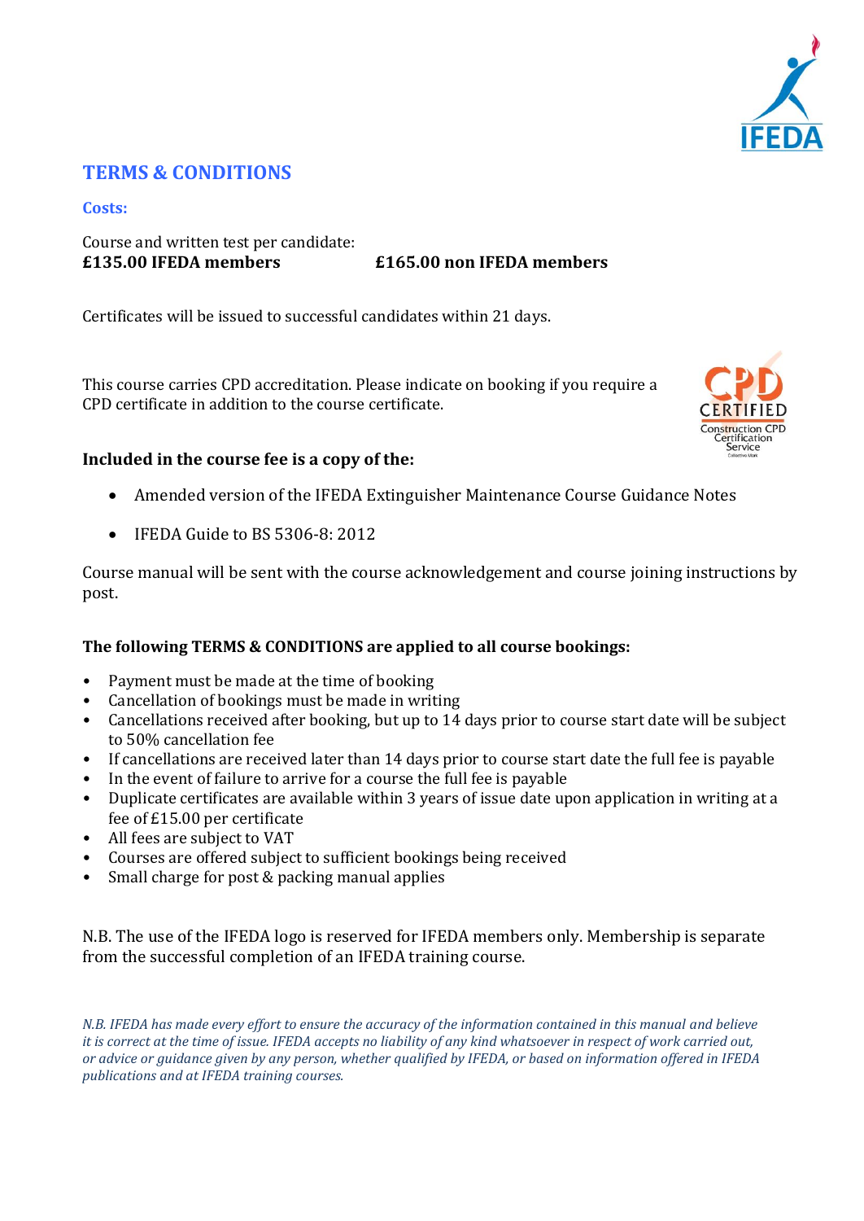## TERMS & CONDITIONS

### Costs:

Course and written test per candidate:
**£135.00 IFEDA members** **£165.00 non IFEDA members**

Certificates will be issued to successful candidates within 21 days.

This course carries CPD accreditation. Please indicate on booking if you require a CPD certificate in addition to the course certificate.

**Included in the course fee is a copy of the:**

- Amended version of the IFEDA Extinguisher Maintenance Course Guidance Notes
- IFEDA Guide to BS 5306-8: 2012

Course manual will be sent with the course acknowledgement and course joining instructions by post.

**The following TERMS & CONDITIONS are applied to all course bookings:**

- Payment must be made at the time of booking
- Cancellation of bookings must be made in writing
- Cancellations received after booking, but up to 14 days prior to course start date will be subject to 50% cancellation fee
- If cancellations are received later than 14 days prior to course start date the full fee is payable
- In the event of failure to arrive for a course the full fee is payable
- Duplicate certificates are available within 3 years of issue date upon application in writing at a fee of £15.00 per certificate
- All fees are subject to VAT
- Courses are offered subject to sufficient bookings being received
- Small charge for post & packing manual applies

N.B. The use of the IFEDA logo is reserved for IFEDA members only. Membership is separate from the successful completion of an IFEDA training course.

*N.B. IFEDA has made every effort to ensure the accuracy of the information contained in this manual and believe it is correct at the time of issue. IFEDA accepts no liability of any kind whatsoever in respect of work carried out, or advice or guidance given by any person, whether qualified by IFEDA, or based on information offered in IFEDA publications and at IFEDA training courses.*